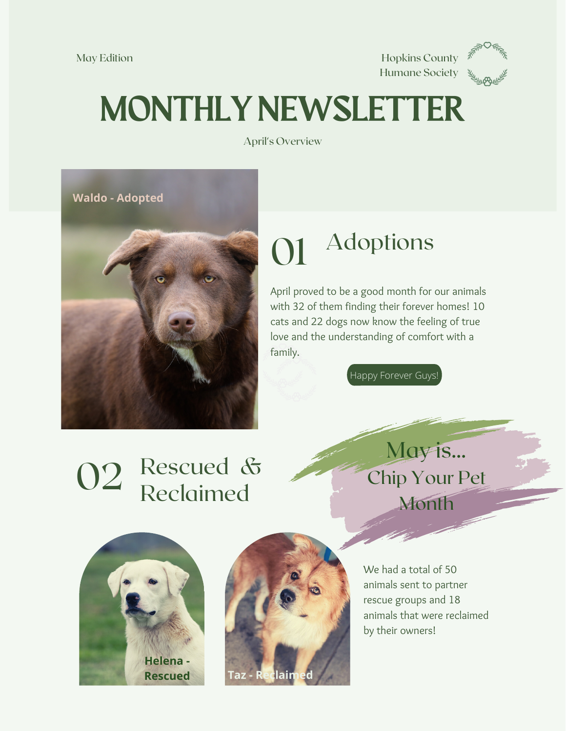May Edition

Hopkins County Humane Society

# MONTHLY NEWSLETTER

April's Overview

Waldo - Adopted

## 01 Adoptions

April proved to be a good month for our animals with 32 of them finding their forever homes! 10 cats and 22 dogs now know the feeling of true love and the understanding of comfort with a family.

Happy Forever Guys!

## 02 Rescued & Reclaimed

May is...
Chip Your Pet Month

Helena - Rescued

Taz - Reclaimed

We had a total of 50 animals sent to partner rescue groups and 18 animals that were reclaimed by their owners!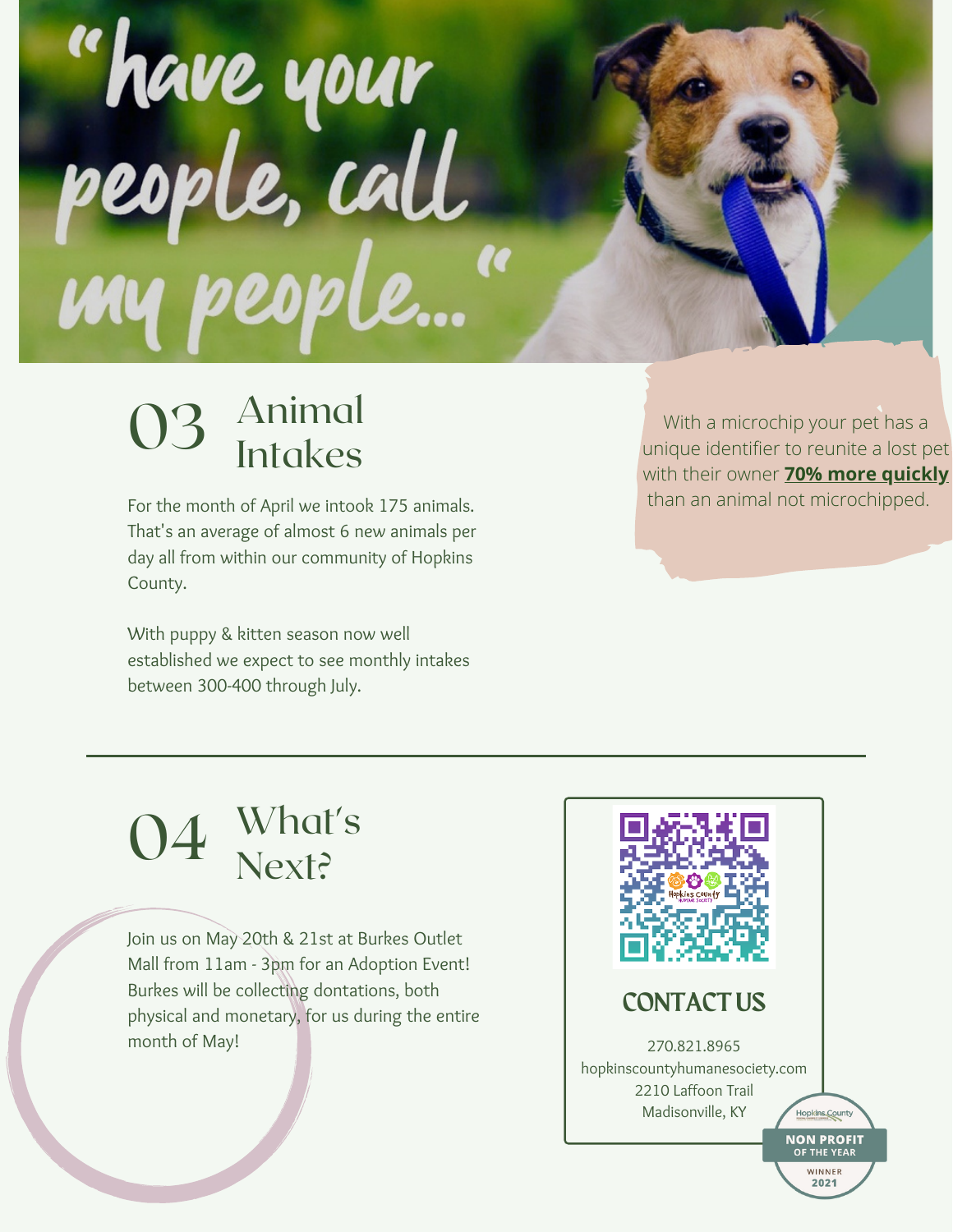"have your people, call my people..."

## 03 Animal Intakes

For the month of April we intook 175 animals. That's an average of almost 6 new animals per day all from within our community of Hopkins County.

With puppy & kitten season now well established we expect to see monthly intakes between 300-400 through July.

With a microchip your pet has a unique identifier to reunite a lost pet with their owner **70% more quickly** than an animal not microchipped.

---

## 04 What's Next?

Join us on May 20th & 21st at Burkes Outlet Mall from 11am - 3pm for an Adoption Event! Burkes will be collecting dontations, both physical and monetary, for us during the entire month of May!

### CONTACT US

270.821.8965
hopkinscountyhumanesociety.com
2210 Laffoon Trail
Madisonville, KY

Hopkins County NON PROFIT OF THE YEAR WINNER 2021